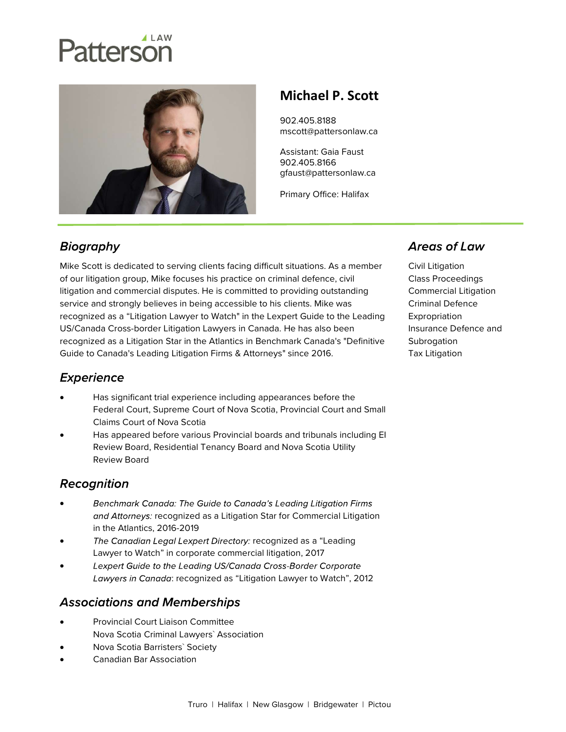Patterson LAW

# Michael P. Scott

902.405.8188
mscott@pattersonlaw.ca

Assistant: Gaia Faust
902.405.8166
gfaust@pattersonlaw.ca

Primary Office: Halifax

## *Biography*

Mike Scott is dedicated to serving clients facing difficult situations. As a member of our litigation group, Mike focuses his practice on criminal defence, civil litigation and commercial disputes. He is committed to providing outstanding service and strongly believes in being accessible to his clients. Mike was recognized as a “Litigation Lawyer to Watch" in the Lexpert Guide to the Leading US/Canada Cross-border Litigation Lawyers in Canada. He has also been recognized as a Litigation Star in the Atlantics in Benchmark Canada's "Definitive Guide to Canada's Leading Litigation Firms & Attorneys" since 2016.

## *Experience*

- Has significant trial experience including appearances before the Federal Court, Supreme Court of Nova Scotia, Provincial Court and Small Claims Court of Nova Scotia
- Has appeared before various Provincial boards and tribunals including EI Review Board, Residential Tenancy Board and Nova Scotia Utility Review Board

## *Recognition*

- *Benchmark Canada: The Guide to Canada’s Leading Litigation Firms and Attorneys:* recognized as a Litigation Star for Commercial Litigation in the Atlantics, 2016-2019
- *The Canadian Legal Lexpert Directory:* recognized as a “Leading Lawyer to Watch” in corporate commercial litigation, 2017
- *Lexpert Guide to the Leading US/Canada Cross-Border Corporate Lawyers in Canada*: recognized as “Litigation Lawyer to Watch”, 2012

## *Associations and Memberships*

- Provincial Court Liaison Committee
  Nova Scotia Criminal Lawyers` Association
- Nova Scotia Barristers` Society
- Canadian Bar Association

## *Areas of Law*

Civil Litigation
Class Proceedings
Commercial Litigation
Criminal Defence
Expropriation
Insurance Defence and Subrogation
Tax Litigation

Truro | Halifax | New Glasgow | Bridgewater | Pictou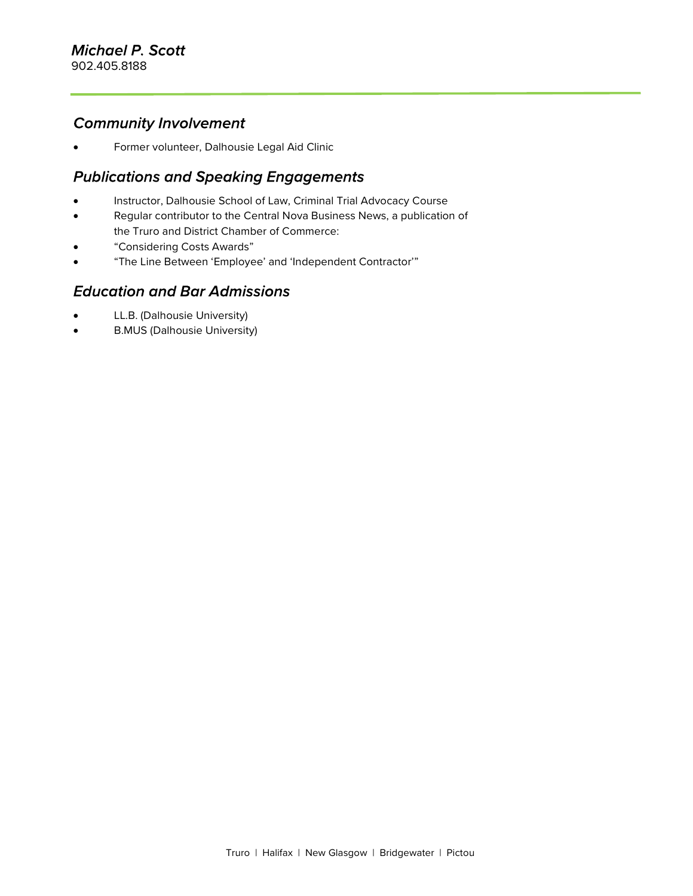*Michael P. Scott*
902.405.8188

## *Community Involvement*

- Former volunteer, Dalhousie Legal Aid Clinic

## *Publications and Speaking Engagements*

- Instructor, Dalhousie School of Law, Criminal Trial Advocacy Course
- Regular contributor to the Central Nova Business News, a publication of the Truro and District Chamber of Commerce:
- "Considering Costs Awards"
- "The Line Between 'Employee' and 'Independent Contractor'"

## *Education and Bar Admissions*

- LL.B. (Dalhousie University)
- B.MUS (Dalhousie University)